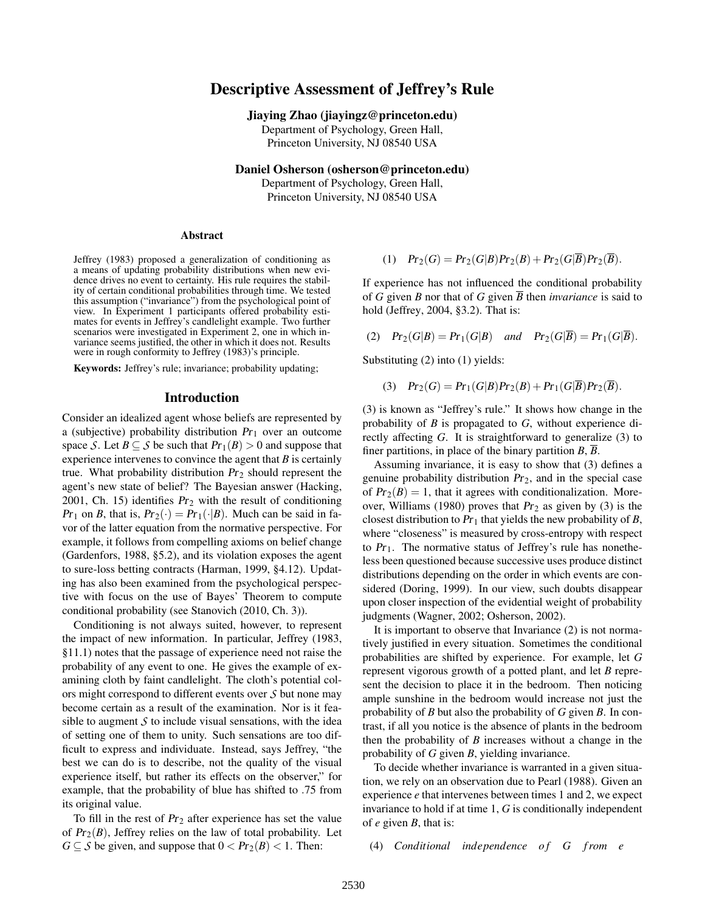# Descriptive Assessment of Jeffrey's Rule

**Jiaying Zhao (jiayingz@princeton.edu)**
Department of Psychology, Green Hall,
Princeton University, NJ 08540 USA

**Daniel Osherson (osherson@princeton.edu)**
Department of Psychology, Green Hall,
Princeton University, NJ 08540 USA

## Abstract

Jeffrey (1983) proposed a generalization of conditioning as a means of updating probability distributions when new evidence drives no event to certainty. His rule requires the stability of certain conditional probabilities through time. We tested this assumption ("invariance") from the psychological point of view. In Experiment 1 participants offered probability estimates for events in Jeffrey's candlelight example. Two further scenarios were investigated in Experiment 2, one in which invariance seems justified, the other in which it does not. Results were in rough conformity to Jeffrey (1983)'s principle.

**Keywords:** Jeffrey's rule; invariance; probability updating;

## Introduction

Consider an idealized agent whose beliefs are represented by a (subjective) probability distribution $Pr_1$ over an outcome space $\mathcal{S}$. Let $B \subseteq \mathcal{S}$ be such that $Pr_1(B) > 0$ and suppose that experience intervenes to convince the agent that $B$ is certainly true. What probability distribution $Pr_2$ should represent the agent's new state of belief? The Bayesian answer (Hacking, 2001, Ch. 15) identifies $Pr_2$ with the result of conditioning $Pr_1$ on $B$, that is, $Pr_2(\cdot) = Pr_1(\cdot|B)$. Much can be said in favor of the latter equation from the normative perspective. For example, it follows from compelling axioms on belief change (Gardenfors, 1988, §5.2), and its violation exposes the agent to sure-loss betting contracts (Harman, 1999, §4.12). Updating has also been examined from the psychological perspective with focus on the use of Bayes' Theorem to compute conditional probability (see Stanovich (2010, Ch. 3)).

Conditioning is not always suited, however, to represent the impact of new information. In particular, Jeffrey (1983, §11.1) notes that the passage of experience need not raise the probability of any event to one. He gives the example of examining cloth by faint candlelight. The cloth's potential colors might correspond to different events over $\mathcal{S}$ but none may become certain as a result of the examination. Nor is it feasible to augment $\mathcal{S}$ to include visual sensations, with the idea of setting one of them to unity. Such sensations are too difficult to express and individuate. Instead, says Jeffrey, "the best we can do is to describe, not the quality of the visual experience itself, but rather its effects on the observer," for example, that the probability of blue has shifted to .75 from its original value.

To fill in the rest of $Pr_2$ after experience has set the value of $Pr_2(B)$, Jeffrey relies on the law of total probability. Let $G \subseteq \mathcal{S}$ be given, and suppose that $0 < Pr_2(B) < 1$. Then:

$$(1) \quad Pr_2(G) = Pr_2(G|B)Pr_2(B) + Pr_2(G|\overline{B})Pr_2(\overline{B}).$$

If experience has not influenced the conditional probability of $G$ given $B$ nor that of $G$ given $\overline{B}$ then *invariance* is said to hold (Jeffrey, 2004, §3.2). That is:

$$(2) \quad Pr_2(G|B) = Pr_1(G|B) \quad and \quad Pr_2(G|\overline{B}) = Pr_1(G|\overline{B}).$$

Substituting (2) into (1) yields:

$$(3) \quad Pr_2(G) = Pr_1(G|B)Pr_2(B) + Pr_1(G|\overline{B})Pr_2(\overline{B}).$$

(3) is known as "Jeffrey's rule." It shows how change in the probability of $B$ is propagated to $G$, without experience directly affecting $G$. It is straightforward to generalize (3) to finer partitions, in place of the binary partition $B, \overline{B}$.

Assuming invariance, it is easy to show that (3) defines a genuine probability distribution $Pr_2$, and in the special case of $Pr_2(B) = 1$, that it agrees with conditionalization. Moreover, Williams (1980) proves that $Pr_2$ as given by (3) is the closest distribution to $Pr_1$ that yields the new probability of $B$, where "closeness" is measured by cross-entropy with respect to $Pr_1$. The normative status of Jeffrey's rule has nonetheless been questioned because successive uses produce distinct distributions depending on the order in which events are considered (Doring, 1999). In our view, such doubts disappear upon closer inspection of the evidential weight of probability judgments (Wagner, 2002; Osherson, 2002).

It is important to observe that Invariance (2) is not normatively justified in every situation. Sometimes the conditional probabilities are shifted by experience. For example, let $G$ represent vigorous growth of a potted plant, and let $B$ represent the decision to place it in the bedroom. Then noticing ample sunshine in the bedroom would increase not just the probability of $B$ but also the probability of $G$ given $B$. In contrast, if all you notice is the absence of plants in the bedroom then the probability of $B$ increases without a change in the probability of $G$ given $B$, yielding invariance.

To decide whether invariance is warranted in a given situation, we rely on an observation due to Pearl (1988). Given an experience $e$ that intervenes between times 1 and 2, we expect invariance to hold if at time 1, $G$ is conditionally independent of $e$ given $B$, that is:

(4) *Conditional independence of G from e*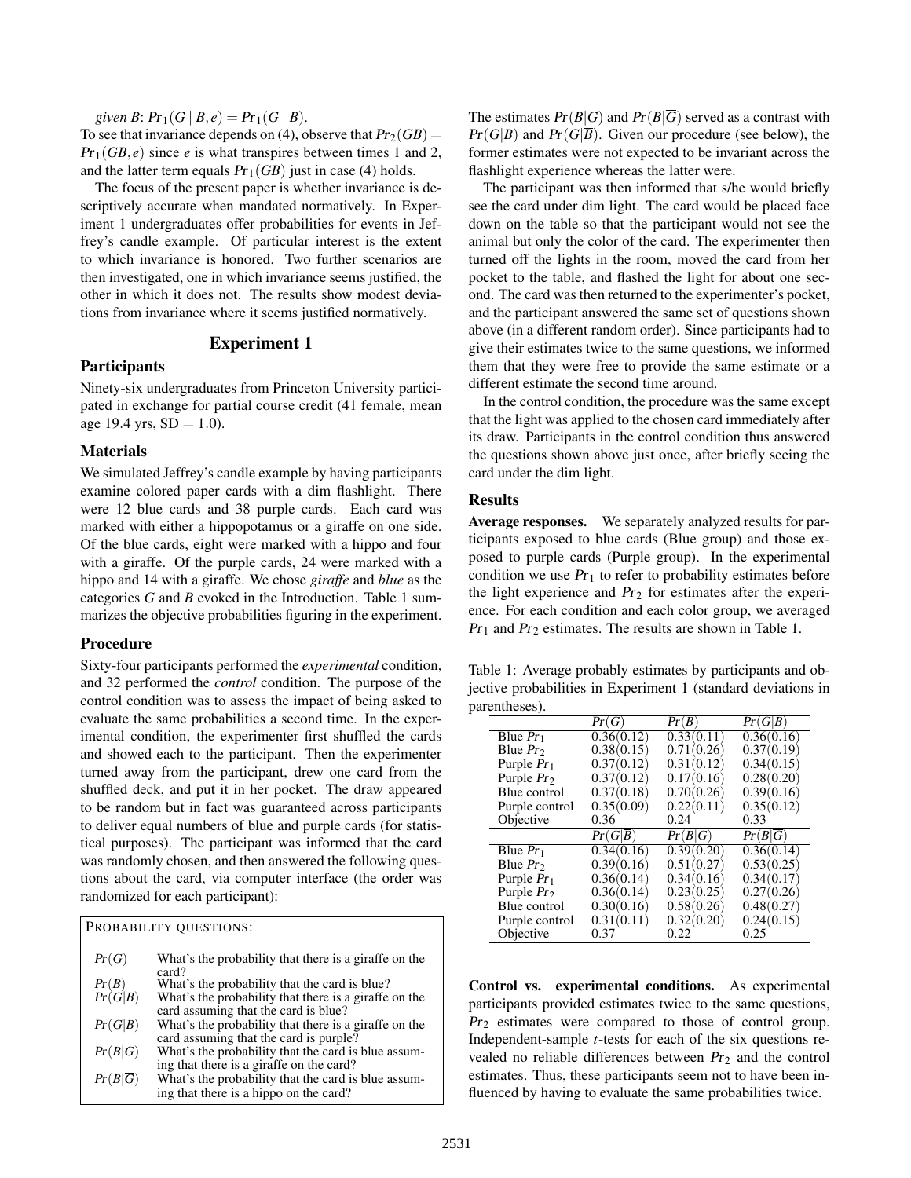*given B*: $Pr_1(G \mid B, e) = Pr_1(G \mid B)$.

To see that invariance depends on (4), observe that $Pr_2(GB) = Pr_1(GB, e)$ since $e$ is what transpires between times 1 and 2, and the latter term equals $Pr_1(GB)$ just in case (4) holds.

The focus of the present paper is whether invariance is descriptively accurate when mandated normatively. In Experiment 1 undergraduates offer probabilities for events in Jeffrey's candle example. Of particular interest is the extent to which invariance is honored. Two further scenarios are then investigated, one in which invariance seems justified, the other in which it does not. The results show modest deviations from invariance where it seems justified normatively.

## Experiment 1

### Participants

Ninety-six undergraduates from Princeton University participated in exchange for partial course credit (41 female, mean age 19.4 yrs, SD = 1.0).

### Materials

We simulated Jeffrey's candle example by having participants examine colored paper cards with a dim flashlight. There were 12 blue cards and 38 purple cards. Each card was marked with either a hippopotamus or a giraffe on one side. Of the blue cards, eight were marked with a hippo and four with a giraffe. Of the purple cards, 24 were marked with a hippo and 14 with a giraffe. We chose *giraffe* and *blue* as the categories *G* and *B* evoked in the Introduction. Table 1 summarizes the objective probabilities figuring in the experiment.

### Procedure

Sixty-four participants performed the *experimental* condition, and 32 performed the *control* condition. The purpose of the control condition was to assess the impact of being asked to evaluate the same probabilities a second time. In the experimental condition, the experimenter first shuffled the cards and showed each to the participant. Then the experimenter turned away from the participant, drew one card from the shuffled deck, and put it in her pocket. The draw appeared to be random but in fact was guaranteed across participants to deliver equal numbers of blue and purple cards (for statistical purposes). The participant was informed that the card was randomly chosen, and then answered the following questions about the card, via computer interface (the order was randomized for each participant):

PROBABILITY QUESTIONS:

| | |
|---|---|
| $Pr(G)$ | What's the probability that there is a giraffe on the card? |
| $Pr(B)$ | What's the probability that the card is blue? |
| $Pr(G\|B)$ | What's the probability that there is a giraffe on the card assuming that the card is blue? |
| $Pr(G\|\overline{B})$ | What's the probability that there is a giraffe on the card assuming that the card is purple? |
| $Pr(B\|G)$ | What's the probability that the card is blue assuming that there is a giraffe on the card? |
| $Pr(B\|\overline{G})$ | What's the probability that the card is blue assuming that there is a hippo on the card? |

The estimates $Pr(B|G)$ and $Pr(B|\overline{G})$ served as a contrast with $Pr(G|B)$ and $Pr(G|\overline{B})$. Given our procedure (see below), the former estimates were not expected to be invariant across the flashlight experience whereas the latter were.

The participant was then informed that s/he would briefly see the card under dim light. The card would be placed face down on the table so that the participant would not see the animal but only the color of the card. The experimenter then turned off the lights in the room, moved the card from her pocket to the table, and flashed the light for about one second. The card was then returned to the experimenter's pocket, and the participant answered the same set of questions shown above (in a different random order). Since participants had to give their estimates twice to the same questions, we informed them that they were free to provide the same estimate or a different estimate the second time around.

In the control condition, the procedure was the same except that the light was applied to the chosen card immediately after its draw. Participants in the control condition thus answered the questions shown above just once, after briefly seeing the card under the dim light.

### Results

**Average responses.** We separately analyzed results for participants exposed to blue cards (Blue group) and those exposed to purple cards (Purple group). In the experimental condition we use $Pr_1$ to refer to probability estimates before the light experience and $Pr_2$ for estimates after the experience. For each condition and each color group, we averaged $Pr_1$ and $Pr_2$ estimates. The results are shown in Table 1.

Table 1: Average probably estimates by participants and objective probabilities in Experiment 1 (standard deviations in parentheses).

| | $Pr(G)$ | $Pr(B)$ | $Pr(G\|B)$ |
|---|---|---|---|
| Blue $Pr_1$ | 0.36(0.12) | 0.33(0.11) | 0.36(0.16) |
| Blue $Pr_2$ | 0.38(0.15) | 0.71(0.26) | 0.37(0.19) |
| Purple $Pr_1$ | 0.37(0.12) | 0.31(0.12) | 0.34(0.15) |
| Purple $Pr_2$ | 0.37(0.12) | 0.17(0.16) | 0.28(0.20) |
| Blue control | 0.37(0.18) | 0.70(0.26) | 0.39(0.16) |
| Purple control | 0.35(0.09) | 0.22(0.11) | 0.35(0.12) |
| Objective | 0.36 | 0.24 | 0.33 |
| | $Pr(G\|\overline{B})$ | $Pr(B\|G)$ | $Pr(B\|\overline{G})$ |
| Blue $Pr_1$ | 0.34(0.16) | 0.39(0.20) | 0.36(0.14) |
| Blue $Pr_2$ | 0.39(0.16) | 0.51(0.27) | 0.53(0.25) |
| Purple $Pr_1$ | 0.36(0.14) | 0.34(0.16) | 0.34(0.17) |
| Purple $Pr_2$ | 0.36(0.14) | 0.23(0.25) | 0.27(0.26) |
| Blue control | 0.30(0.16) | 0.58(0.26) | 0.48(0.27) |
| Purple control | 0.31(0.11) | 0.32(0.20) | 0.24(0.15) |
| Objective | 0.37 | 0.22 | 0.25 |

**Control vs. experimental conditions.** As experimental participants provided estimates twice to the same questions, $Pr_2$ estimates were compared to those of control group. Independent-sample $t$-tests for each of the six questions revealed no reliable differences between $Pr_2$ and the control estimates. Thus, these participants seem not to have been influenced by having to evaluate the same probabilities twice.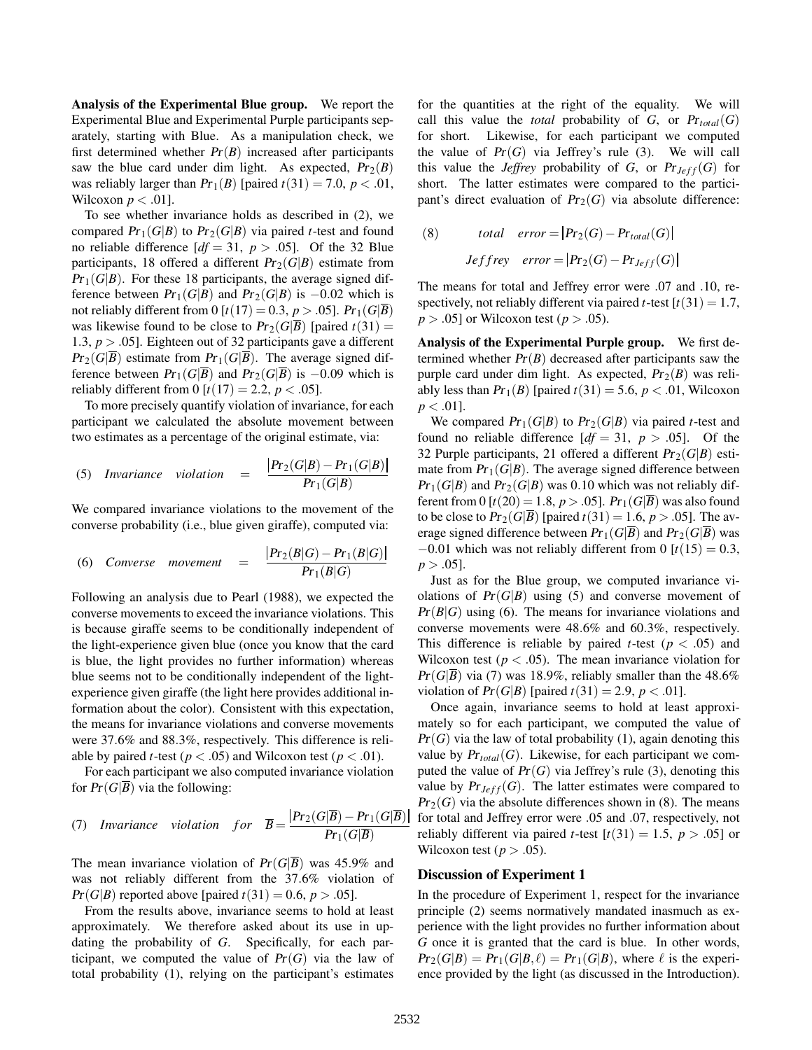**Analysis of the Experimental Blue group.** We report the Experimental Blue and Experimental Purple participants separately, starting with Blue. As a manipulation check, we first determined whether $Pr(B)$ increased after participants saw the blue card under dim light. As expected, $Pr_2(B)$ was reliably larger than $Pr_1(B)$ [paired $t(31) = 7.0$, $p < .01$, Wilcoxon $p < .01$].

To see whether invariance holds as described in (2), we compared $Pr_1(G|B)$ to $Pr_2(G|B)$ via paired $t$-test and found no reliable difference [$df = 31$, $p > .05$]. Of the 32 Blue participants, 18 offered a different $Pr_2(G|B)$ estimate from $Pr_1(G|B)$. For these 18 participants, the average signed difference between $Pr_1(G|B)$ and $Pr_2(G|B)$ is $-0.02$ which is not reliably different from 0 [$t(17) = 0.3$, $p > .05$]. $Pr_1(G|\overline{B})$ was likewise found to be close to $Pr_2(G|\overline{B})$ [paired $t(31) = 1.3$, $p > .05$]. Eighteen out of 32 participants gave a different $Pr_2(G|\overline{B})$ estimate from $Pr_1(G|\overline{B})$. The average signed difference between $Pr_1(G|\overline{B})$ and $Pr_2(G|\overline{B})$ is $-0.09$ which is reliably different from 0 [$t(17) = 2.2$, $p < .05$].

To more precisely quantify violation of invariance, for each participant we calculated the absolute movement between two estimates as a percentage of the original estimate, via:

$$(5) \quad \textit{Invariance violation} = \frac{|Pr_2(G|B) - Pr_1(G|B)|}{Pr_1(G|B)}$$

We compared invariance violations to the movement of the converse probability (i.e., blue given giraffe), computed via:

$$(6) \quad \textit{Converse movement} = \frac{|Pr_2(B|G) - Pr_1(B|G)|}{Pr_1(B|G)}$$

Following an analysis due to Pearl (1988), we expected the converse movements to exceed the invariance violations. This is because giraffe seems to be conditionally independent of the light-experience given blue (once you know that the card is blue, the light provides no further information) whereas blue seems not to be conditionally independent of the light-experience given giraffe (the light here provides additional information about the color). Consistent with this expectation, the means for invariance violations and converse movements were 37.6% and 88.3%, respectively. This difference is reliable by paired $t$-test ($p < .05$) and Wilcoxon test ($p < .01$).

For each participant we also computed invariance violation for $Pr(G|\overline{B})$ via the following:

$$(7) \quad \textit{Invariance violation for } \overline{B} = \frac{|Pr_2(G|\overline{B}) - Pr_1(G|\overline{B})|}{Pr_1(G|\overline{B})}$$

The mean invariance violation of $Pr(G|\overline{B})$ was 45.9% and was not reliably different from the 37.6% violation of $Pr(G|B)$ reported above [paired $t(31) = 0.6$, $p > .05$].

From the results above, invariance seems to hold at least approximately. We therefore asked about its use in updating the probability of $G$. Specifically, for each participant, we computed the value of $Pr(G)$ via the law of total probability (1), relying on the participant's estimates for the quantities at the right of the equality. We will call this value the *total* probability of $G$, or $Pr_{total}(G)$ for short. Likewise, for each participant we computed the value of $Pr(G)$ via Jeffrey's rule (3). We will call this value the *Jeffrey* probability of $G$, or $Pr_{Jeff}(G)$ for short. The latter estimates were compared to the participant's direct evaluation of $Pr_2(G)$ via absolute difference:

$$(8) \quad \begin{aligned} \textit{total error} &= |Pr_2(G) - Pr_{total}(G)| \\ \textit{Jeffrey error} &= |Pr_2(G) - Pr_{Jeff}(G)| \end{aligned}$$

The means for total and Jeffrey error were .07 and .10, respectively, not reliably different via paired $t$-test [$t(31) = 1.7$, $p > .05$] or Wilcoxon test ($p > .05$).

**Analysis of the Experimental Purple group.** We first determined whether $Pr(B)$ decreased after participants saw the purple card under dim light. As expected, $Pr_2(B)$ was reliably less than $Pr_1(B)$ [paired $t(31) = 5.6$, $p < .01$, Wilcoxon $p < .01$].

We compared $Pr_1(G|B)$ to $Pr_2(G|B)$ via paired $t$-test and found no reliable difference [$df = 31$, $p > .05$]. Of the 32 Purple participants, 21 offered a different $Pr_2(G|B)$ estimate from $Pr_1(G|B)$. The average signed difference between $Pr_1(G|B)$ and $Pr_2(G|B)$ was 0.10 which was not reliably different from 0 [$t(20) = 1.8$, $p > .05$]. $Pr_1(G|\overline{B})$ was also found to be close to $Pr_2(G|\overline{B})$ [paired $t(31) = 1.6$, $p > .05$]. The average signed difference between $Pr_1(G|\overline{B})$ and $Pr_2(G|\overline{B})$ was $-0.01$ which was not reliably different from 0 [$t(15) = 0.3$, $p > .05$].

Just as for the Blue group, we computed invariance violations of $Pr(G|B)$ using (5) and converse movement of $Pr(B|G)$ using (6). The means for invariance violations and converse movements were 48.6% and 60.3%, respectively. This difference is reliable by paired $t$-test ($p < .05$) and Wilcoxon test ($p < .05$). The mean invariance violation for $Pr(G|\overline{B})$ via (7) was 18.9%, reliably smaller than the 48.6% violation of $Pr(G|B)$ [paired $t(31) = 2.9$, $p < .01$].

Once again, invariance seems to hold at least approximately so for each participant, we computed the value of $Pr(G)$ via the law of total probability (1), again denoting this value by $Pr_{total}(G)$. Likewise, for each participant we computed the value of $Pr(G)$ via Jeffrey's rule (3), denoting this value by $Pr_{Jeff}(G)$. The latter estimates were compared to $Pr_2(G)$ via the absolute differences shown in (8). The means for total and Jeffrey error were .05 and .07, respectively, not reliably different via paired $t$-test [$t(31) = 1.5$, $p > .05$] or Wilcoxon test ($p > .05$).

## Discussion of Experiment 1

In the procedure of Experiment 1, respect for the invariance principle (2) seems normatively mandated inasmuch as experience with the light provides no further information about $G$ once it is granted that the card is blue. In other words, $Pr_2(G|B) = Pr_1(G|B, \ell) = Pr_1(G|B)$, where $\ell$ is the experience provided by the light (as discussed in the Introduction).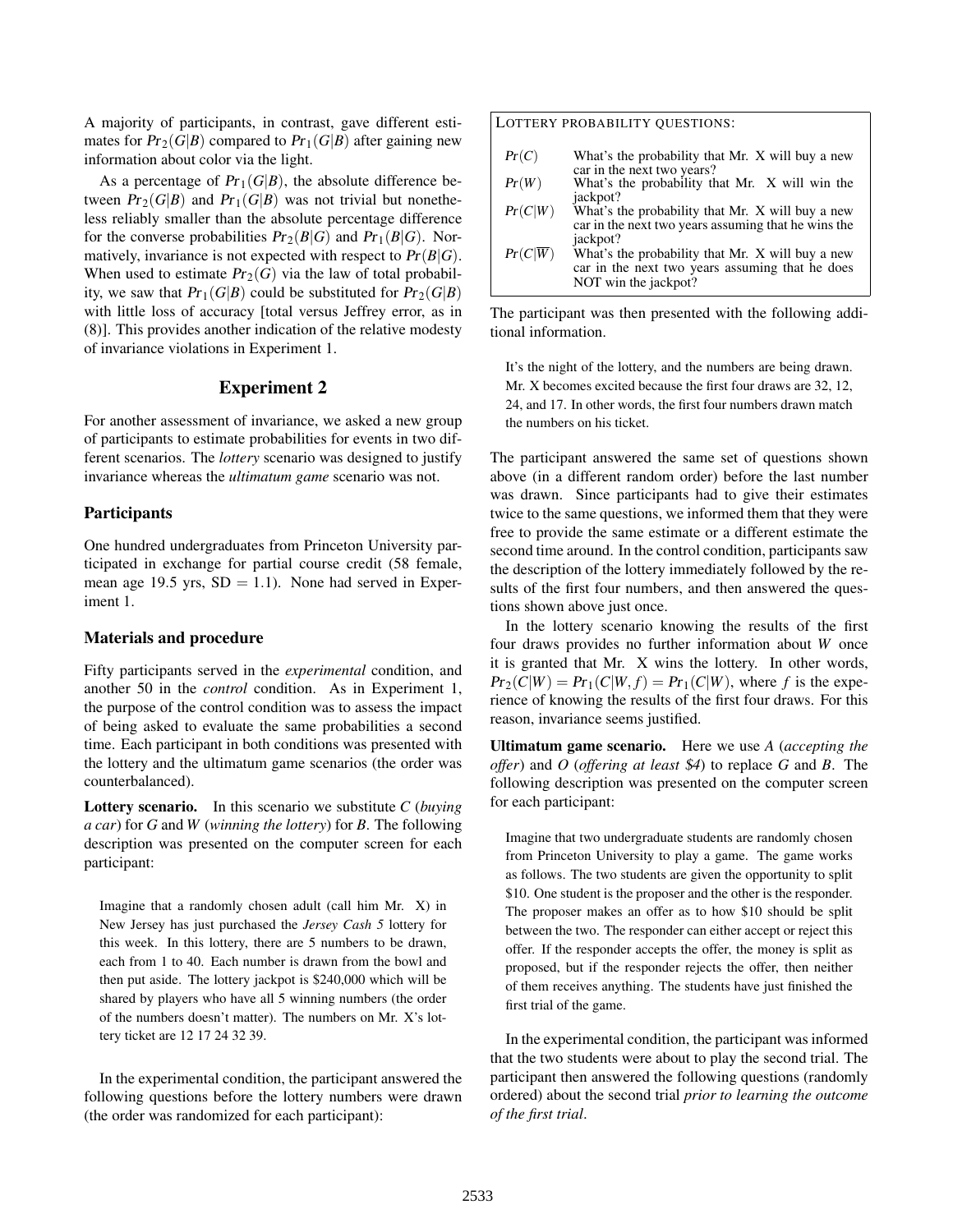A majority of participants, in contrast, gave different estimates for $Pr_2(G|B)$ compared to $Pr_1(G|B)$ after gaining new information about color via the light.

As a percentage of $Pr_1(G|B)$, the absolute difference between $Pr_2(G|B)$ and $Pr_1(G|B)$ was not trivial but nonetheless reliably smaller than the absolute percentage difference for the converse probabilities $Pr_2(B|G)$ and $Pr_1(B|G)$. Normatively, invariance is not expected with respect to $Pr(B|G)$. When used to estimate $Pr_2(G)$ via the law of total probability, we saw that $Pr_1(G|B)$ could be substituted for $Pr_2(G|B)$ with little loss of accuracy [total versus Jeffrey error, as in (8)]. This provides another indication of the relative modesty of invariance violations in Experiment 1.

## Experiment 2

For another assessment of invariance, we asked a new group of participants to estimate probabilities for events in two different scenarios. The *lottery* scenario was designed to justify invariance whereas the *ultimatum game* scenario was not.

### Participants

One hundred undergraduates from Princeton University participated in exchange for partial course credit (58 female, mean age 19.5 yrs, SD = 1.1). None had served in Experiment 1.

### Materials and procedure

Fifty participants served in the *experimental* condition, and another 50 in the *control* condition. As in Experiment 1, the purpose of the control condition was to assess the impact of being asked to evaluate the same probabilities a second time. Each participant in both conditions was presented with the lottery and the ultimatum game scenarios (the order was counterbalanced).

**Lottery scenario.** In this scenario we substitute $C$ (*buying a car*) for $G$ and $W$ (*winning the lottery*) for $B$. The following description was presented on the computer screen for each participant:

> Imagine that a randomly chosen adult (call him Mr. X) in New Jersey has just purchased the *Jersey Cash 5* lottery for this week. In this lottery, there are 5 numbers to be drawn, each from 1 to 40. Each number is drawn from the bowl and then put aside. The lottery jackpot is $240,000 which will be shared by players who have all 5 winning numbers (the order of the numbers doesn't matter). The numbers on Mr. X's lottery ticket are 12 17 24 32 39.

In the experimental condition, the participant answered the following questions before the lottery numbers were drawn (the order was randomized for each participant):

LOTTERY PROBABILITY QUESTIONS:

| | |
|---|---|
| $Pr(C)$ | What's the probability that Mr. X will buy a new car in the next two years? |
| $Pr(W)$ | What's the probability that Mr. X will win the jackpot? |
| $Pr(C\|W)$ | What's the probability that Mr. X will buy a new car in the next two years assuming that he wins the jackpot? |
| $Pr(C\|\overline{W})$ | What's the probability that Mr. X will buy a new car in the next two years assuming that he does NOT win the jackpot? |

The participant was then presented with the following additional information.

> It's the night of the lottery, and the numbers are being drawn. Mr. X becomes excited because the first four draws are 32, 12, 24, and 17. In other words, the first four numbers drawn match the numbers on his ticket.

The participant answered the same set of questions shown above (in a different random order) before the last number was drawn. Since participants had to give their estimates twice to the same questions, we informed them that they were free to provide the same estimate or a different estimate the second time around. In the control condition, participants saw the description of the lottery immediately followed by the results of the first four numbers, and then answered the questions shown above just once.

In the lottery scenario knowing the results of the first four draws provides no further information about $W$ once it is granted that Mr. X wins the lottery. In other words, $Pr_2(C|W) = Pr_1(C|W, f) = Pr_1(C|W)$, where $f$ is the experience of knowing the results of the first four draws. For this reason, invariance seems justified.

**Ultimatum game scenario.** Here we use $A$ (*accepting the offer*) and $O$ (*offering at least $4*) to replace $G$ and $B$. The following description was presented on the computer screen for each participant:

> Imagine that two undergraduate students are randomly chosen from Princeton University to play a game. The game works as follows. The two students are given the opportunity to split $10. One student is the proposer and the other is the responder. The proposer makes an offer as to how $10 should be split between the two. The responder can either accept or reject this offer. If the responder accepts the offer, the money is split as proposed, but if the responder rejects the offer, then neither of them receives anything. The students have just finished the first trial of the game.

In the experimental condition, the participant was informed that the two students were about to play the second trial. The participant then answered the following questions (randomly ordered) about the second trial *prior to learning the outcome of the first trial*.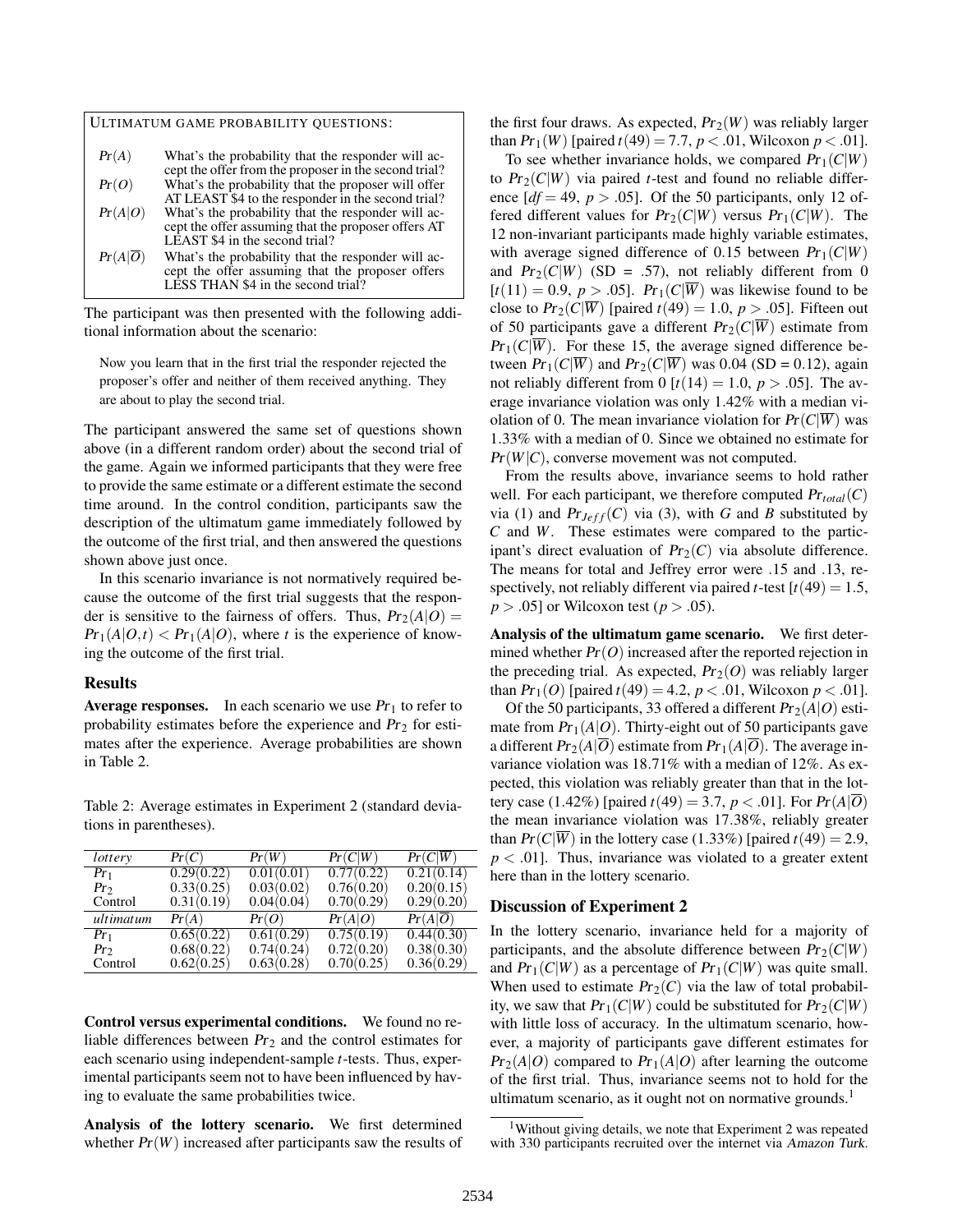ULTIMATUM GAME PROBABILITY QUESTIONS:

| | |
|---|---|
| $Pr(A)$ | What's the probability that the responder will accept the offer from the proposer in the second trial? |
| $Pr(O)$ | What's the probability that the proposer will offer AT LEAST \$4 to the responder in the second trial? |
| $Pr(A\|O)$ | What's the probability that the responder will accept the offer assuming that the proposer offers AT LEAST \$4 in the second trial? |
| $Pr(A\|\overline{O})$ | What's the probability that the responder will accept the offer assuming that the proposer offers LESS THAN \$4 in the second trial? |

The participant was then presented with the following additional information about the scenario:

> Now you learn that in the first trial the responder rejected the proposer's offer and neither of them received anything. They are about to play the second trial.

The participant answered the same set of questions shown above (in a different random order) about the second trial of the game. Again we informed participants that they were free to provide the same estimate or a different estimate the second time around. In the control condition, participants saw the description of the ultimatum game immediately followed by the outcome of the first trial, and then answered the questions shown above just once.

In this scenario invariance is not normatively required because the outcome of the first trial suggests that the responder is sensitive to the fairness of offers. Thus, $Pr_2(A|O) = Pr_1(A|O,t) < Pr_1(A|O)$, where $t$ is the experience of knowing the outcome of the first trial.

## Results

**Average responses.** In each scenario we use $Pr_1$ to refer to probability estimates before the experience and $Pr_2$ for estimates after the experience. Average probabilities are shown in Table 2.

Table 2: Average estimates in Experiment 2 (standard deviations in parentheses).

| *lottery* | $Pr(C)$ | $Pr(W)$ | $Pr(C\|W)$ | $Pr(C\|\overline{W})$ |
|---|---|---|---|---|
| $Pr_1$ | 0.29(0.22) | 0.01(0.01) | 0.77(0.22) | 0.21(0.14) |
| $Pr_2$ | 0.33(0.25) | 0.03(0.02) | 0.76(0.20) | 0.20(0.15) |
| Control | 0.31(0.19) | 0.04(0.04) | 0.70(0.29) | 0.29(0.20) |
| *ultimatum* | $Pr(A)$ | $Pr(O)$ | $Pr(A\|O)$ | $Pr(A\|\overline{O})$ |
| $Pr_1$ | 0.65(0.22) | 0.61(0.29) | 0.75(0.19) | 0.44(0.30) |
| $Pr_2$ | 0.68(0.22) | 0.74(0.24) | 0.72(0.20) | 0.38(0.30) |
| Control | 0.62(0.25) | 0.63(0.28) | 0.70(0.25) | 0.36(0.29) |

**Control versus experimental conditions.** We found no reliable differences between $Pr_2$ and the control estimates for each scenario using independent-sample $t$-tests. Thus, experimental participants seem not to have been influenced by having to evaluate the same probabilities twice.

**Analysis of the lottery scenario.** We first determined whether $Pr(W)$ increased after participants saw the results of the first four draws. As expected, $Pr_2(W)$ was reliably larger than $Pr_1(W)$ [paired $t(49) = 7.7$, $p < .01$, Wilcoxon $p < .01$].

To see whether invariance holds, we compared $Pr_1(C|W)$ to $Pr_2(C|W)$ via paired $t$-test and found no reliable difference [$df = 49$, $p > .05$]. Of the 50 participants, only 12 offered different values for $Pr_2(C|W)$ versus $Pr_1(C|W)$. The 12 non-invariant participants made highly variable estimates, with average signed difference of 0.15 between $Pr_1(C|W)$ and $Pr_2(C|W)$ (SD = .57), not reliably different from 0 [$t(11) = 0.9$, $p > .05$]. $Pr_1(C|\overline{W})$ was likewise found to be close to $Pr_2(C|\overline{W})$ [paired $t(49) = 1.0$, $p > .05$]. Fifteen out of 50 participants gave a different $Pr_2(C|\overline{W})$ estimate from $Pr_1(C|\overline{W})$. For these 15, the average signed difference between $Pr_1(C|\overline{W})$ and $Pr_2(C|\overline{W})$ was 0.04 (SD = 0.12), again not reliably different from 0 [$t(14) = 1.0$, $p > .05$]. The average invariance violation was only 1.42% with a median violation of 0. The mean invariance violation for $Pr(C|\overline{W})$ was 1.33% with a median of 0. Since we obtained no estimate for $Pr(W|C)$, converse movement was not computed.

From the results above, invariance seems to hold rather well. For each participant, we therefore computed $Pr_{total}(C)$ via (1) and $Pr_{Jeff}(C)$ via (3), with $G$ and $B$ substituted by $C$ and $W$. These estimates were compared to the participant's direct evaluation of $Pr_2(C)$ via absolute difference. The means for total and Jeffrey error were .15 and .13, respectively, not reliably different via paired $t$-test [$t(49) = 1.5$, $p > .05$] or Wilcoxon test ($p > .05$).

**Analysis of the ultimatum game scenario.** We first determined whether $Pr(O)$ increased after the reported rejection in the preceding trial. As expected, $Pr_2(O)$ was reliably larger than $Pr_1(O)$ [paired $t(49) = 4.2$, $p < .01$, Wilcoxon $p < .01$].

Of the 50 participants, 33 offered a different $Pr_2(A|O)$ estimate from $Pr_1(A|O)$. Thirty-eight out of 50 participants gave a different $Pr_2(A|\overline{O})$ estimate from $Pr_1(A|\overline{O})$. The average invariance violation was 18.71% with a median of 12%. As expected, this violation was reliably greater than that in the lottery case (1.42%) [paired $t(49) = 3.7$, $p < .01$]. For $Pr(A|\overline{O})$ the mean invariance violation was 17.38%, reliably greater than $Pr(C|\overline{W})$ in the lottery case (1.33%) [paired $t(49) = 2.9$, $p < .01$]. Thus, invariance was violated to a greater extent here than in the lottery scenario.

## Discussion of Experiment 2

In the lottery scenario, invariance held for a majority of participants, and the absolute difference between $Pr_2(C|W)$ and $Pr_1(C|W)$ as a percentage of $Pr_1(C|W)$ was quite small. When used to estimate $Pr_2(C)$ via the law of total probability, we saw that $Pr_1(C|W)$ could be substituted for $Pr_2(C|W)$ with little loss of accuracy. In the ultimatum scenario, however, a majority of participants gave different estimates for $Pr_2(A|O)$ compared to $Pr_1(A|O)$ after learning the outcome of the first trial. Thus, invariance seems not to hold for the ultimatum scenario, as it ought not on normative grounds.[1]

[1] Without giving details, we note that Experiment 2 was repeated with 330 participants recruited over the internet via *Amazon Turk*.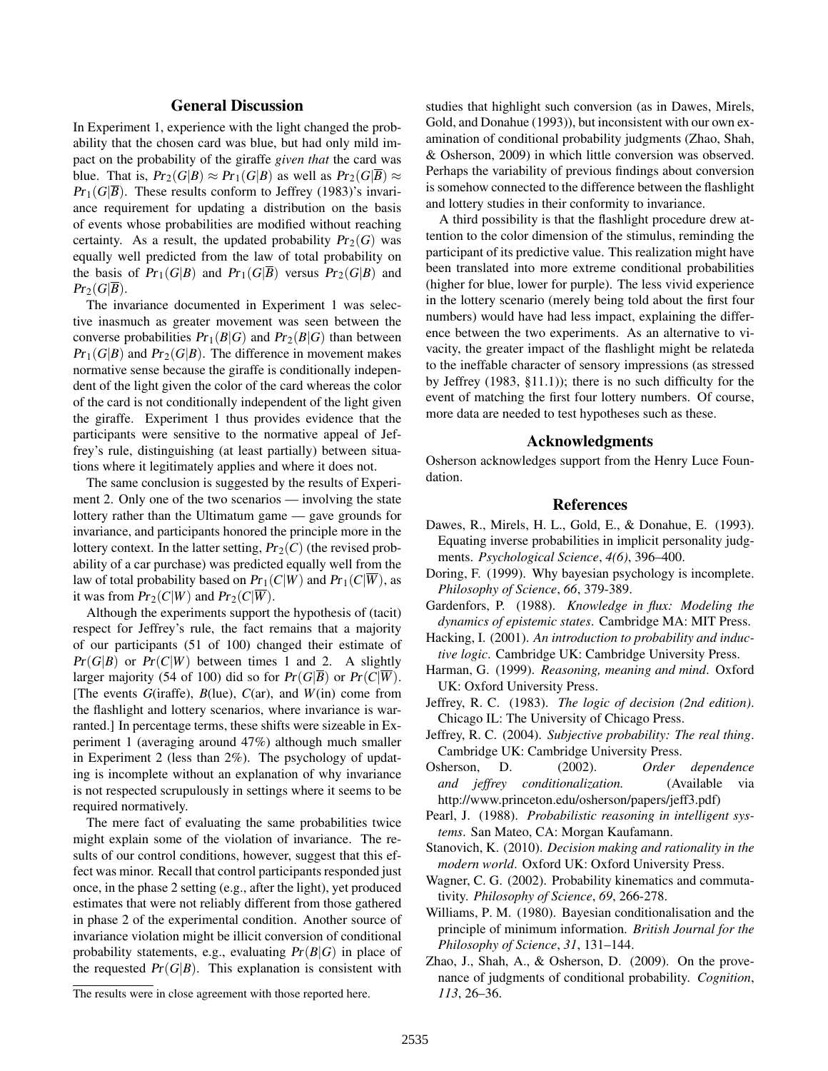## General Discussion

In Experiment 1, experience with the light changed the probability that the chosen card was blue, but had only mild impact on the probability of the giraffe *given that* the card was blue. That is, $Pr_2(G|B) \approx Pr_1(G|B)$ as well as $Pr_2(G|\overline{B}) \approx Pr_1(G|\overline{B})$. These results conform to Jeffrey (1983)'s invariance requirement for updating a distribution on the basis of events whose probabilities are modified without reaching certainty. As a result, the updated probability $Pr_2(G)$ was equally well predicted from the law of total probability on the basis of $Pr_1(G|B)$ and $Pr_1(G|\overline{B})$ versus $Pr_2(G|B)$ and $Pr_2(G|\overline{B})$.

The invariance documented in Experiment 1 was selective inasmuch as greater movement was seen between the converse probabilities $Pr_1(B|G)$ and $Pr_2(B|G)$ than between $Pr_1(G|B)$ and $Pr_2(G|B)$. The difference in movement makes normative sense because the giraffe is conditionally independent of the light given the color of the card whereas the color of the card is not conditionally independent of the light given the giraffe. Experiment 1 thus provides evidence that the participants were sensitive to the normative appeal of Jeffrey's rule, distinguishing (at least partially) between situations where it legitimately applies and where it does not.

The same conclusion is suggested by the results of Experiment 2. Only one of the two scenarios — involving the state lottery rather than the Ultimatum game — gave grounds for invariance, and participants honored the principle more in the lottery context. In the latter setting, $Pr_2(C)$ (the revised probability of a car purchase) was predicted equally well from the law of total probability based on $Pr_1(C|W)$ and $Pr_1(C|\overline{W})$, as it was from $Pr_2(C|W)$ and $Pr_2(C|\overline{W})$.

Although the experiments support the hypothesis of (tacit) respect for Jeffrey's rule, the fact remains that a majority of our participants (51 of 100) changed their estimate of $Pr(G|B)$ or $Pr(C|W)$ between times 1 and 2. A slightly larger majority (54 of 100) did so for $Pr(G|\overline{B})$ or $Pr(C|\overline{W})$. [The events $G$(iraffe), $B$(lue), $C$(ar), and $W$(in) come from the flashlight and lottery scenarios, where invariance is warranted.] In percentage terms, these shifts were sizeable in Experiment 1 (averaging around 47%) although much smaller in Experiment 2 (less than 2%). The psychology of updating is incomplete without an explanation of why invariance is not respected scrupulously in settings where it seems to be required normatively.

The mere fact of evaluating the same probabilities twice might explain some of the violation of invariance. The results of our control conditions, however, suggest that this effect was minor. Recall that control participants responded just once, in the phase 2 setting (e.g., after the light), yet produced estimates that were not reliably different from those gathered in phase 2 of the experimental condition. Another source of invariance violation might be illicit conversion of conditional probability statements, e.g., evaluating $Pr(B|G)$ in place of the requested $Pr(G|B)$. This explanation is consistent with studies that highlight such conversion (as in Dawes, Mirels, Gold, and Donahue (1993)), but inconsistent with our own examination of conditional probability judgments (Zhao, Shah, & Osherson, 2009) in which little conversion was observed. Perhaps the variability of previous findings about conversion is somehow connected to the difference between the flashlight and lottery studies in their conformity to invariance.

A third possibility is that the flashlight procedure drew attention to the color dimension of the stimulus, reminding the participant of its predictive value. This realization might have been translated into more extreme conditional probabilities (higher for blue, lower for purple). The less vivid experience in the lottery scenario (merely being told about the first four numbers) would have had less impact, explaining the difference between the two experiments. As an alternative to vivacity, the greater impact of the flashlight might be relateda to the ineffable character of sensory impressions (as stressed by Jeffrey (1983, §11.1)); there is no such difficulty for the event of matching the first four lottery numbers. Of course, more data are needed to test hypotheses such as these.

The results were in close agreement with those reported here.

## Acknowledgments

Osherson acknowledges support from the Henry Luce Foundation.

## References

Dawes, R., Mirels, H. L., Gold, E., & Donahue, E. (1993). Equating inverse probabilities in implicit personality judgments. *Psychological Science*, *4(6)*, 396–400.

Doring, F. (1999). Why bayesian psychology is incomplete. *Philosophy of Science*, *66*, 379-389.

Gardenfors, P. (1988). *Knowledge in flux: Modeling the dynamics of epistemic states*. Cambridge MA: MIT Press.

Hacking, I. (2001). *An introduction to probability and inductive logic*. Cambridge UK: Cambridge University Press.

Harman, G. (1999). *Reasoning, meaning and mind*. Oxford UK: Oxford University Press.

Jeffrey, R. C. (1983). *The logic of decision (2nd edition)*. Chicago IL: The University of Chicago Press.

Jeffrey, R. C. (2004). *Subjective probability: The real thing*. Cambridge UK: Cambridge University Press.

Osherson, D. (2002). *Order dependence and jeffrey conditionalization.* (Available via http://www.princeton.edu/osherson/papers/jeff3.pdf)

Pearl, J. (1988). *Probabilistic reasoning in intelligent systems*. San Mateo, CA: Morgan Kaufamann.

Stanovich, K. (2010). *Decision making and rationality in the modern world*. Oxford UK: Oxford University Press.

Wagner, C. G. (2002). Probability kinematics and commutativity. *Philosophy of Science*, *69*, 266-278.

Williams, P. M. (1980). Bayesian conditionalisation and the principle of minimum information. *British Journal for the Philosophy of Science*, *31*, 131–144.

Zhao, J., Shah, A., & Osherson, D. (2009). On the provenance of judgments of conditional probability. *Cognition*, *113*, 26–36.